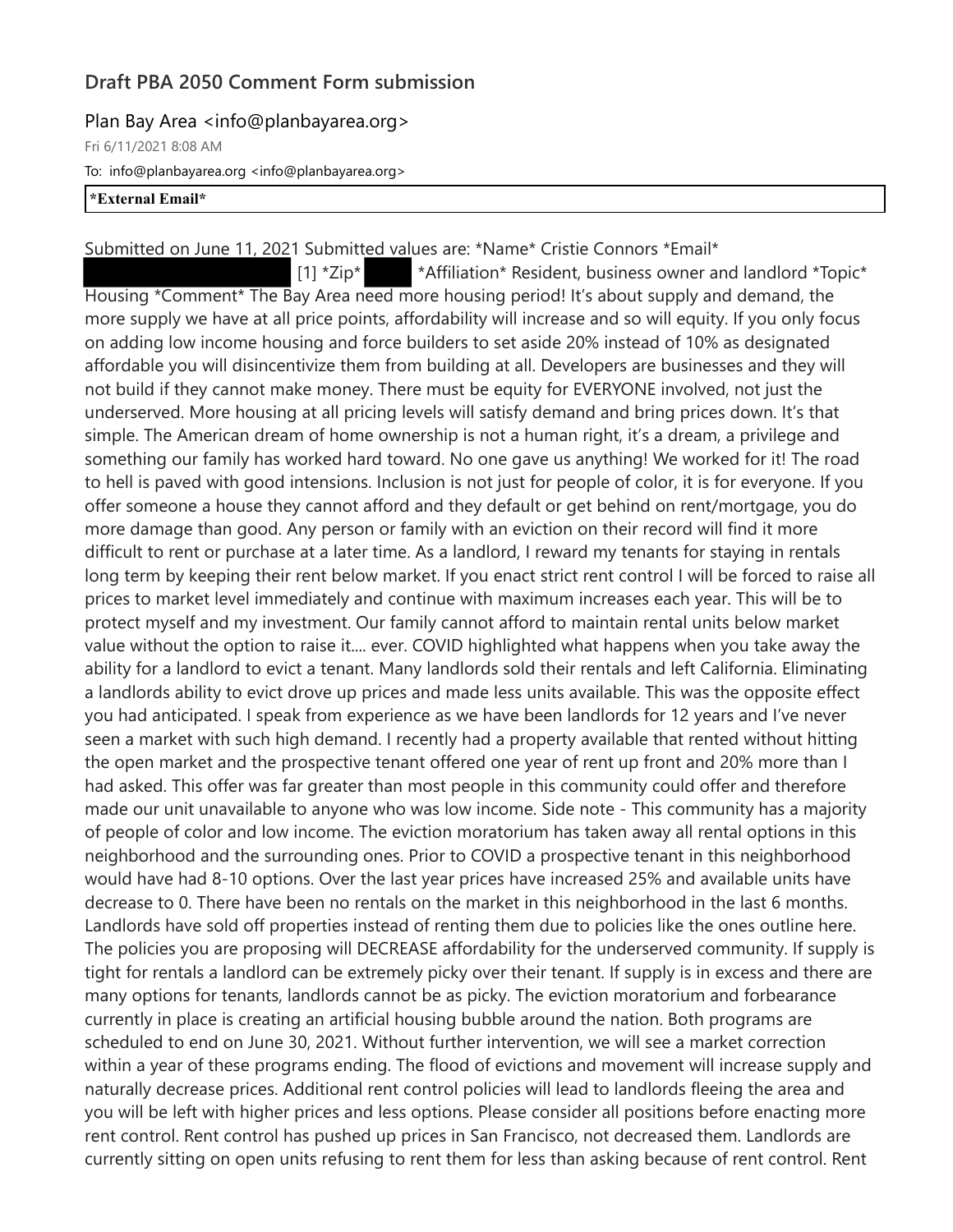## Draft PBA 2050 Comment Form submission

Plan Bay Area <info@planbayarea.org>

Fri 6/11/2021 8:08 AM

To: info@planbayarea.org <info@planbayarea.org>

**\*External Email\***

Submitted on June 11, 2021 Submitted values are: *Name* Cristie Connors *Email* [1] *Zip* *Affiliation* Resident, business owner and landlord *Topic* Housing *Comment* The Bay Area need more housing period! It's about supply and demand, the more supply we have at all price points, affordability will increase and so will equity. If you only focus on adding low income housing and force builders to set aside 20% instead of 10% as designated affordable you will disincentivize them from building at all. Developers are businesses and they will not build if they cannot make money. There must be equity for EVERYONE involved, not just the underserved. More housing at all pricing levels will satisfy demand and bring prices down. It's that simple. The American dream of home ownership is not a human right, it's a dream, a privilege and something our family has worked hard toward. No one gave us anything! We worked for it! The road to hell is paved with good intensions. Inclusion is not just for people of color, it is for everyone. If you offer someone a house they cannot afford and they default or get behind on rent/mortgage, you do more damage than good. Any person or family with an eviction on their record will find it more difficult to rent or purchase at a later time. As a landlord, I reward my tenants for staying in rentals long term by keeping their rent below market. If you enact strict rent control I will be forced to raise all prices to market level immediately and continue with maximum increases each year. This will be to protect myself and my investment. Our family cannot afford to maintain rental units below market value without the option to raise it.... ever. COVID highlighted what happens when you take away the ability for a landlord to evict a tenant. Many landlords sold their rentals and left California. Eliminating a landlords ability to evict drove up prices and made less units available. This was the opposite effect you had anticipated. I speak from experience as we have been landlords for 12 years and I've never seen a market with such high demand. I recently had a property available that rented without hitting the open market and the prospective tenant offered one year of rent up front and 20% more than I had asked. This offer was far greater than most people in this community could offer and therefore made our unit unavailable to anyone who was low income. Side note - This community has a majority of people of color and low income. The eviction moratorium has taken away all rental options in this neighborhood and the surrounding ones. Prior to COVID a prospective tenant in this neighborhood would have had 8-10 options. Over the last year prices have increased 25% and available units have decrease to 0. There have been no rentals on the market in this neighborhood in the last 6 months. Landlords have sold off properties instead of renting them due to policies like the ones outline here. The policies you are proposing will DECREASE affordability for the underserved community. If supply is tight for rentals a landlord can be extremely picky over their tenant. If supply is in excess and there are many options for tenants, landlords cannot be as picky. The eviction moratorium and forbearance currently in place is creating an artificial housing bubble around the nation. Both programs are scheduled to end on June 30, 2021. Without further intervention, we will see a market correction within a year of these programs ending. The flood of evictions and movement will increase supply and naturally decrease prices. Additional rent control policies will lead to landlords fleeing the area and you will be left with higher prices and less options. Please consider all positions before enacting more rent control. Rent control has pushed up prices in San Francisco, not decreased them. Landlords are currently sitting on open units refusing to rent them for less than asking because of rent control. Rent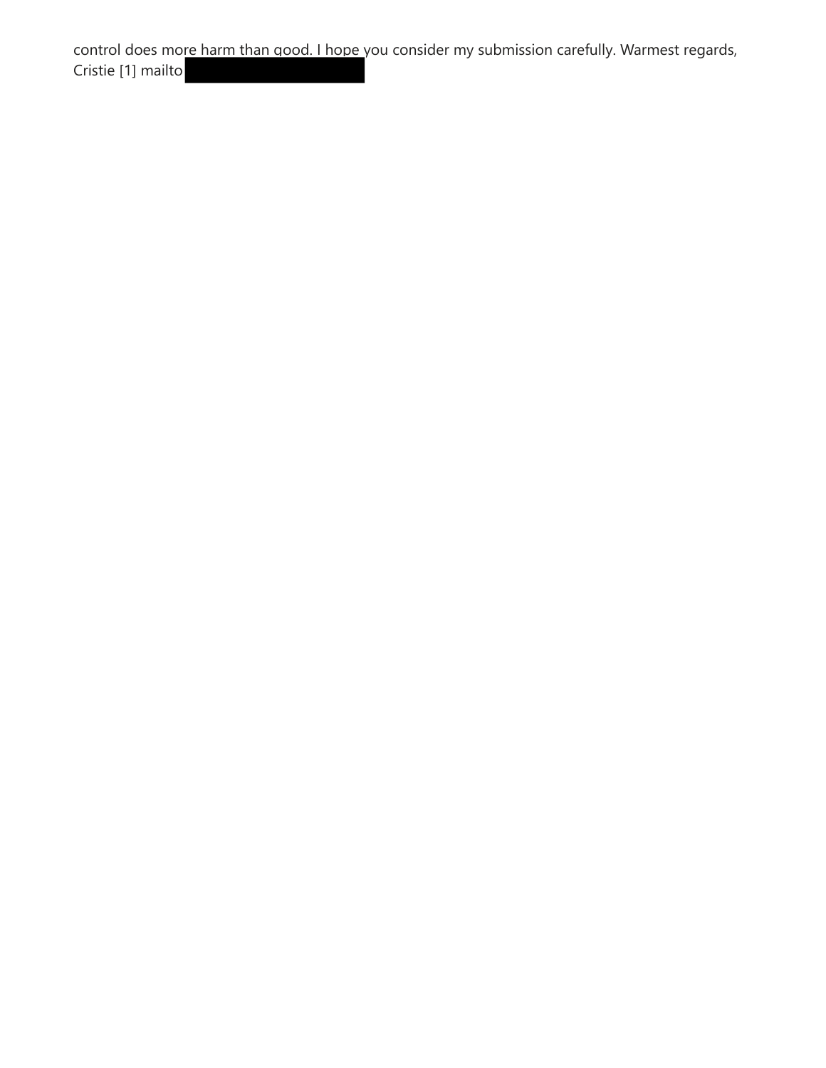control does more harm than good. I hope you consider my submission carefully. Warmest regards, Cristie [1] mailto